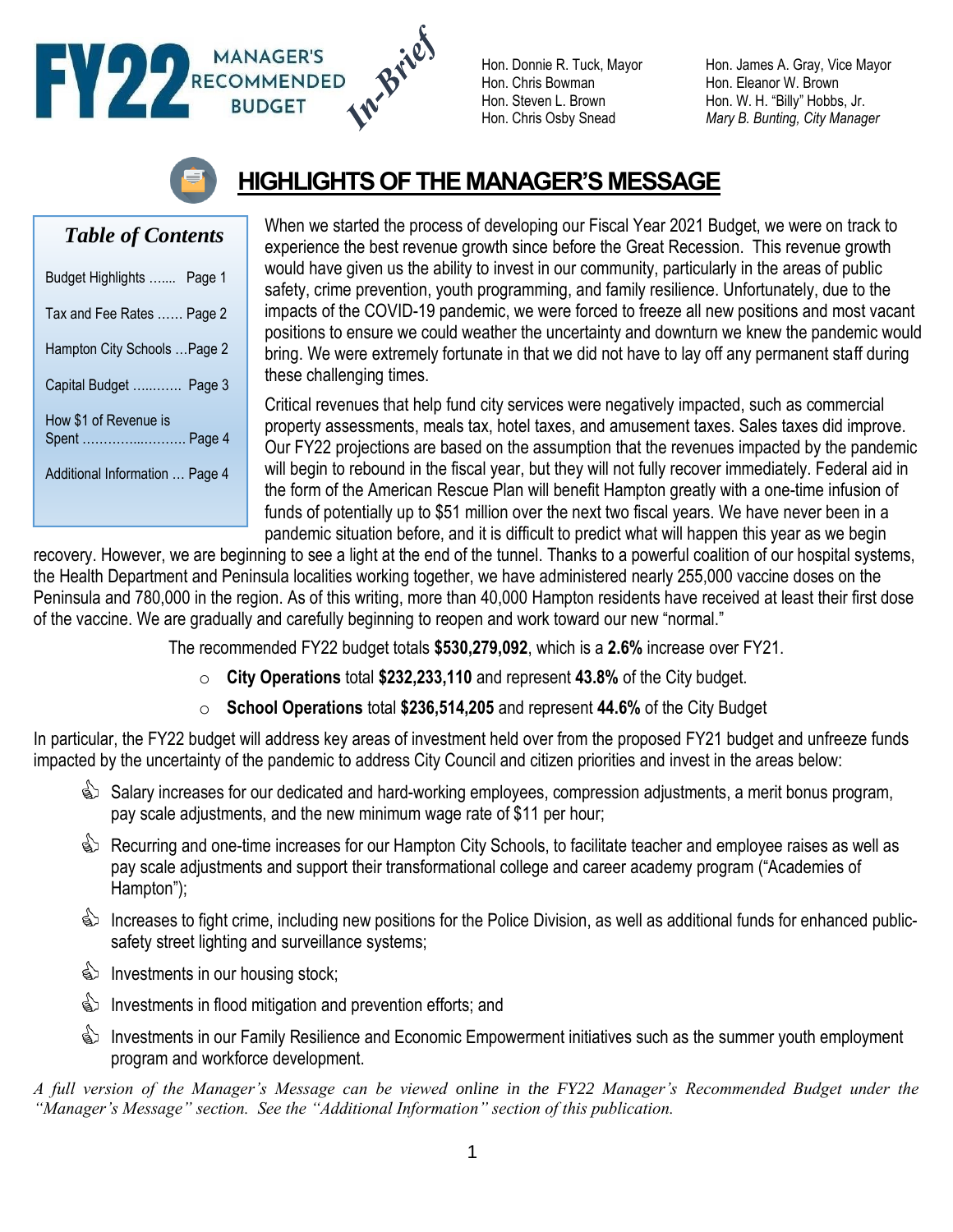# FY22 MANAGER'S RECOMMENDED BUDGET *In-Brief*

Hon. Donnie R. Tuck, Mayor
Hon. Chris Bowman
Hon. Steven L. Brown
Hon. Chris Osby Snead

Hon. James A. Gray, Vice Mayor
Hon. Eleanor W. Brown
Hon. W. H. "Billy" Hobbs, Jr.
*Mary B. Bunting, City Manager*

## HIGHLIGHTS OF THE MANAGER'S MESSAGE

***Table of Contents***

| | |
|---|---|
| Budget Highlights ....... | Page 1 |
| Tax and Fee Rates ...... | Page 2 |
| Hampton City Schools ... | Page 2 |
| Capital Budget ............ | Page 3 |
| How $1 of Revenue is Spent .................... | Page 4 |
| Additional Information ... | Page 4 |

When we started the process of developing our Fiscal Year 2021 Budget, we were on track to experience the best revenue growth since before the Great Recession. This revenue growth would have given us the ability to invest in our community, particularly in the areas of public safety, crime prevention, youth programming, and family resilience. Unfortunately, due to the impacts of the COVID-19 pandemic, we were forced to freeze all new positions and most vacant positions to ensure we could weather the uncertainty and downturn we knew the pandemic would bring. We were extremely fortunate in that we did not have to lay off any permanent staff during these challenging times.

Critical revenues that help fund city services were negatively impacted, such as commercial property assessments, meals tax, hotel taxes, and amusement taxes. Sales taxes did improve. Our FY22 projections are based on the assumption that the revenues impacted by the pandemic will begin to rebound in the fiscal year, but they will not fully recover immediately. Federal aid in the form of the American Rescue Plan will benefit Hampton greatly with a one-time infusion of funds of potentially up to $51 million over the next two fiscal years. We have never been in a pandemic situation before, and it is difficult to predict what will happen this year as we begin recovery. However, we are beginning to see a light at the end of the tunnel. Thanks to a powerful coalition of our hospital systems, the Health Department and Peninsula localities working together, we have administered nearly 255,000 vaccine doses on the Peninsula and 780,000 in the region. As of this writing, more than 40,000 Hampton residents have received at least their first dose of the vaccine. We are gradually and carefully beginning to reopen and work toward our new "normal."

The recommended FY22 budget totals **$530,279,092**, which is a **2.6%** increase over FY21.

- **City Operations** total **$232,233,110** and represent **43.8%** of the City budget.
- **School Operations** total **$236,514,205** and represent **44.6%** of the City Budget

In particular, the FY22 budget will address key areas of investment held over from the proposed FY21 budget and unfreeze funds impacted by the uncertainty of the pandemic to address City Council and citizen priorities and invest in the areas below:

- Salary increases for our dedicated and hard-working employees, compression adjustments, a merit bonus program, pay scale adjustments, and the new minimum wage rate of $11 per hour;
- Recurring and one-time increases for our Hampton City Schools, to facilitate teacher and employee raises as well as pay scale adjustments and support their transformational college and career academy program ("Academies of Hampton");
- Increases to fight crime, including new positions for the Police Division, as well as additional funds for enhanced public-safety street lighting and surveillance systems;
- Investments in our housing stock;
- Investments in flood mitigation and prevention efforts; and
- Investments in our Family Resilience and Economic Empowerment initiatives such as the summer youth employment program and workforce development.

*A full version of the Manager's Message can be viewed online in the FY22 Manager's Recommended Budget under the "Manager's Message" section. See the "Additional Information" section of this publication.*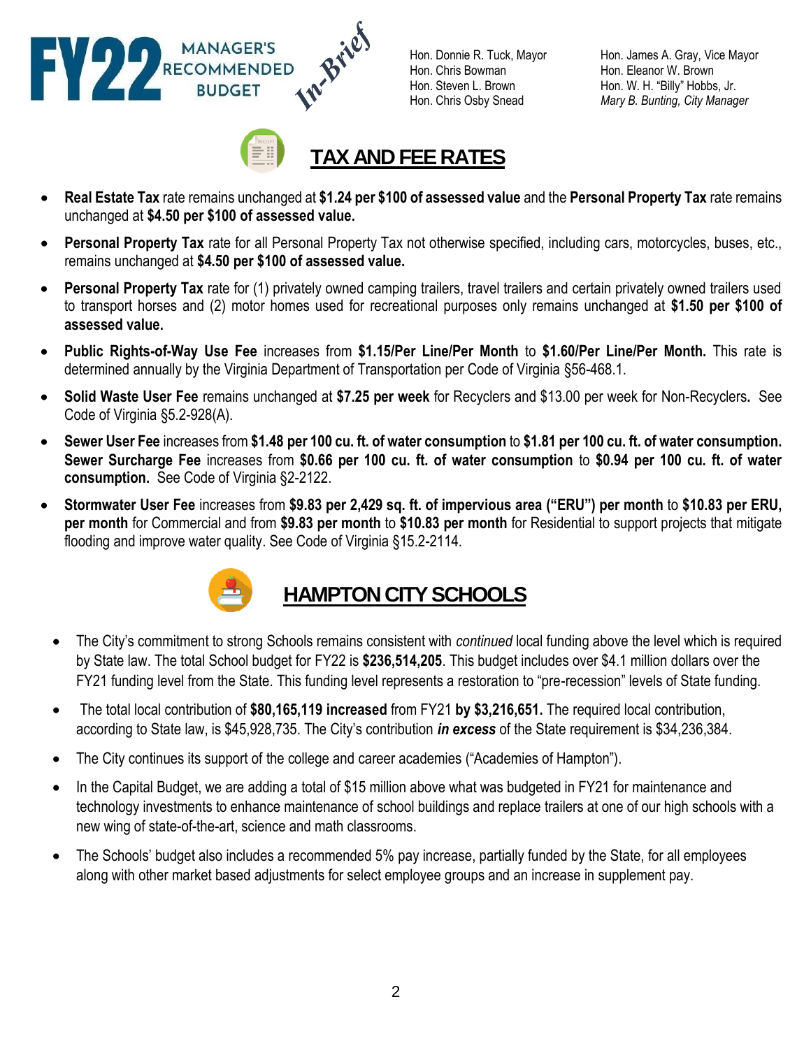# FY22 MANAGER'S RECOMMENDED BUDGET *In-Brief*

Hon. Donnie R. Tuck, Mayor
Hon. Chris Bowman
Hon. Steven L. Brown
Hon. Chris Osby Snead

Hon. James A. Gray, Vice Mayor
Hon. Eleanor W. Brown
Hon. W. H. "Billy" Hobbs, Jr.
*Mary B. Bunting, City Manager*

## TAX AND FEE RATES

- **Real Estate Tax** rate remains unchanged at **$1.24 per $100 of assessed value** and the **Personal Property Tax** rate remains unchanged at **$4.50 per $100 of assessed value.**
- **Personal Property Tax** rate for all Personal Property Tax not otherwise specified, including cars, motorcycles, buses, etc., remains unchanged at **$4.50 per $100 of assessed value.**
- **Personal Property Tax** rate for (1) privately owned camping trailers, travel trailers and certain privately owned trailers used to transport horses and (2) motor homes used for recreational purposes only remains unchanged at **$1.50 per $100 of assessed value.**
- **Public Rights-of-Way Use Fee** increases from **$1.15/Per Line/Per Month** to **$1.60/Per Line/Per Month.** This rate is determined annually by the Virginia Department of Transportation per Code of Virginia §56-468.1.
- **Solid Waste User Fee** remains unchanged at **$7.25 per week** for Recyclers and $13.00 per week for Non-Recyclers**.** See Code of Virginia §5.2-928(A).
- **Sewer User Fee** increases from **$1.48 per 100 cu. ft. of water consumption** to **$1.81 per 100 cu. ft. of water consumption. Sewer Surcharge Fee** increases from **$0.66 per 100 cu. ft. of water consumption** to **$0.94 per 100 cu. ft. of water consumption.** See Code of Virginia §2-2122.
- **Stormwater User Fee** increases from **$9.83 per 2,429 sq. ft. of impervious area ("ERU") per month** to **$10.83 per ERU, per month** for Commercial and from **$9.83 per month** to **$10.83 per month** for Residential to support projects that mitigate flooding and improve water quality. See Code of Virginia §15.2-2114.

## HAMPTON CITY SCHOOLS

- The City's commitment to strong Schools remains consistent with *continued* local funding above the level which is required by State law. The total School budget for FY22 is **$236,514,205**. This budget includes over $4.1 million dollars over the FY21 funding level from the State. This funding level represents a restoration to "pre-recession" levels of State funding.
- The total local contribution of **$80,165,119 increased** from FY21 **by $3,216,651.** The required local contribution, according to State law, is $45,928,735. The City's contribution ***in excess*** of the State requirement is $34,236,384.
- The City continues its support of the college and career academies ("Academies of Hampton").
- In the Capital Budget, we are adding a total of $15 million above what was budgeted in FY21 for maintenance and technology investments to enhance maintenance of school buildings and replace trailers at one of our high schools with a new wing of state-of-the-art, science and math classrooms.
- The Schools' budget also includes a recommended 5% pay increase, partially funded by the State, for all employees along with other market based adjustments for select employee groups and an increase in supplement pay.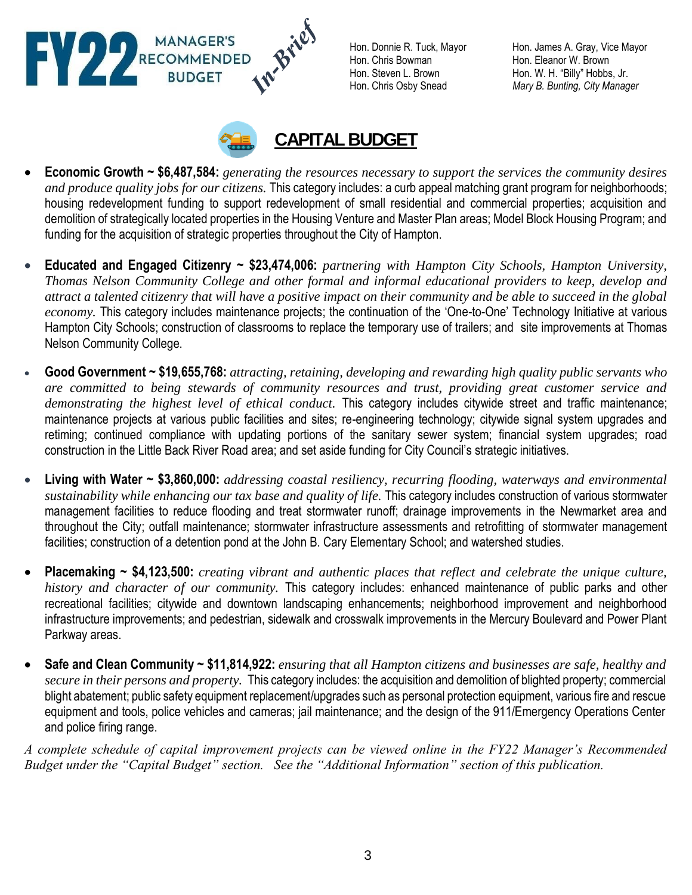**FY22 MANAGER'S RECOMMENDED BUDGET** *In-Brief*

Hon. Donnie R. Tuck, Mayor
Hon. Chris Bowman
Hon. Steven L. Brown
Hon. Chris Osby Snead

Hon. James A. Gray, Vice Mayor
Hon. Eleanor W. Brown
Hon. W. H. "Billy" Hobbs, Jr.
*Mary B. Bunting, City Manager*

## CAPITAL BUDGET

- **Economic Growth ~ $6,487,584:** *generating the resources necessary to support the services the community desires and produce quality jobs for our citizens.* This category includes: a curb appeal matching grant program for neighborhoods; housing redevelopment funding to support redevelopment of small residential and commercial properties; acquisition and demolition of strategically located properties in the Housing Venture and Master Plan areas; Model Block Housing Program; and funding for the acquisition of strategic properties throughout the City of Hampton.

- **Educated and Engaged Citizenry ~ $23,474,006:** *partnering with Hampton City Schools, Hampton University, Thomas Nelson Community College and other formal and informal educational providers to keep, develop and attract a talented citizenry that will have a positive impact on their community and be able to succeed in the global economy.* This category includes maintenance projects; the continuation of the 'One-to-One' Technology Initiative at various Hampton City Schools; construction of classrooms to replace the temporary use of trailers; and site improvements at Thomas Nelson Community College.

- **Good Government ~ $19,655,768:** *attracting, retaining, developing and rewarding high quality public servants who are committed to being stewards of community resources and trust, providing great customer service and demonstrating the highest level of ethical conduct.* This category includes citywide street and traffic maintenance; maintenance projects at various public facilities and sites; re-engineering technology; citywide signal system upgrades and retiming; continued compliance with updating portions of the sanitary sewer system; financial system upgrades; road construction in the Little Back River Road area; and set aside funding for City Council's strategic initiatives.

- **Living with Water ~ $3,860,000:** *addressing coastal resiliency, recurring flooding, waterways and environmental sustainability while enhancing our tax base and quality of life.* This category includes construction of various stormwater management facilities to reduce flooding and treat stormwater runoff; drainage improvements in the Newmarket area and throughout the City; outfall maintenance; stormwater infrastructure assessments and retrofitting of stormwater management facilities; construction of a detention pond at the John B. Cary Elementary School; and watershed studies.

- **Placemaking ~ $4,123,500:** *creating vibrant and authentic places that reflect and celebrate the unique culture, history and character of our community.* This category includes: enhanced maintenance of public parks and other recreational facilities; citywide and downtown landscaping enhancements; neighborhood improvement and neighborhood infrastructure improvements; and pedestrian, sidewalk and crosswalk improvements in the Mercury Boulevard and Power Plant Parkway areas.

- **Safe and Clean Community ~ $11,814,922:** *ensuring that all Hampton citizens and businesses are safe, healthy and secure in their persons and property.* This category includes: the acquisition and demolition of blighted property; commercial blight abatement; public safety equipment replacement/upgrades such as personal protection equipment, various fire and rescue equipment and tools, police vehicles and cameras; jail maintenance; and the design of the 911/Emergency Operations Center and police firing range.

*A complete schedule of capital improvement projects can be viewed online in the FY22 Manager's Recommended Budget under the "Capital Budget" section. See the "Additional Information" section of this publication.*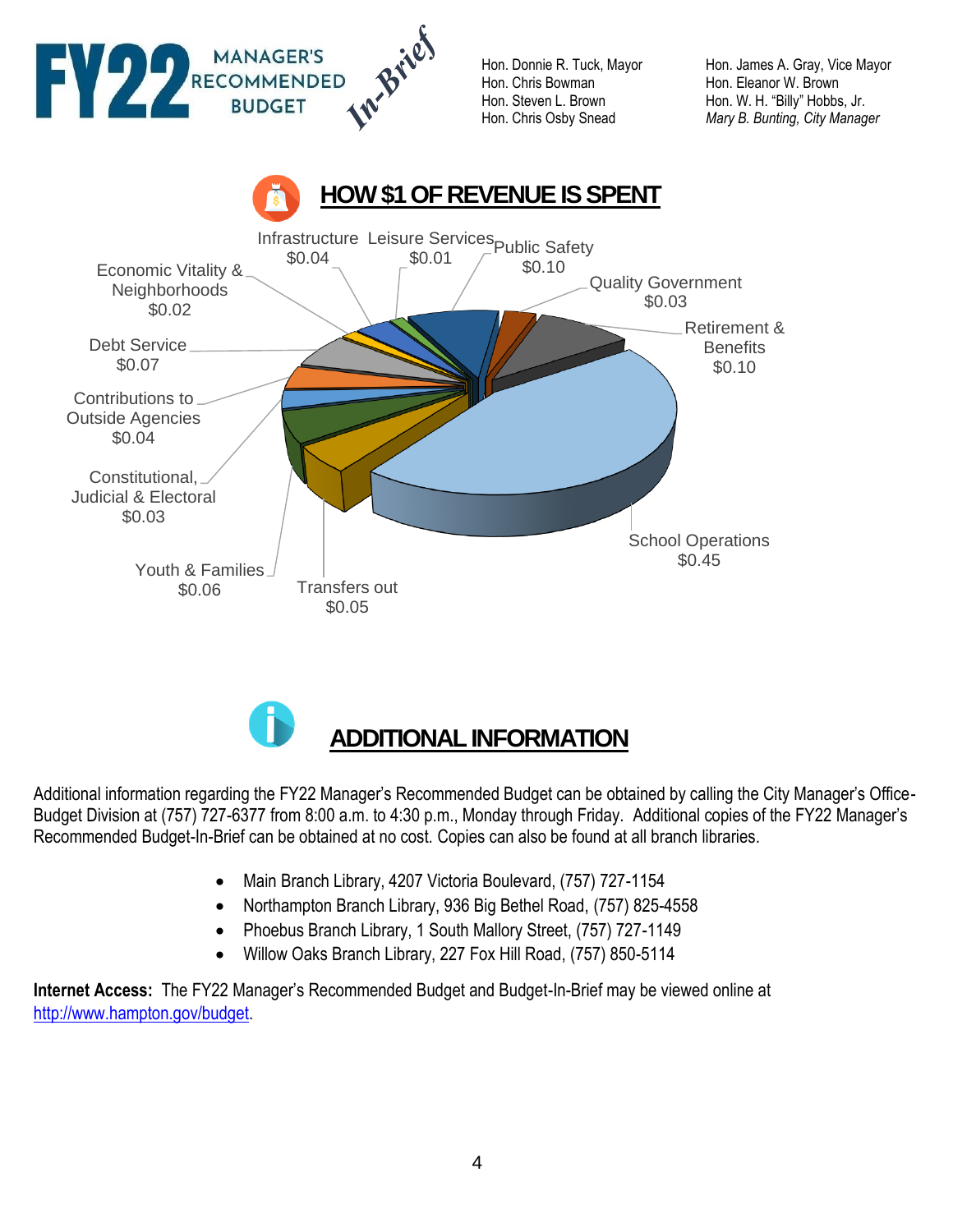# FY22 MANAGER'S RECOMMENDED BUDGET *In-Brief*

Hon. Donnie R. Tuck, Mayor
Hon. Chris Bowman
Hon. Steven L. Brown
Hon. Chris Osby Snead

Hon. James A. Gray, Vice Mayor
Hon. Eleanor W. Brown
Hon. W. H. "Billy" Hobbs, Jr.
*Mary B. Bunting, City Manager*

## HOW $1 OF REVENUE IS SPENT

Infrastructure $0.04
Leisure Services $0.01
Public Safety $0.10
Quality Government $0.03
Retirement & Benefits $0.10
School Operations $0.45
Transfers out $0.05
Youth & Families $0.06
Constitutional, Judicial & Electoral $0.03
Contributions to Outside Agencies $0.04
Debt Service $0.07
Economic Vitality & Neighborhoods $0.02

## ADDITIONAL INFORMATION

Additional information regarding the FY22 Manager's Recommended Budget can be obtained by calling the City Manager's Office-Budget Division at (757) 727-6377 from 8:00 a.m. to 4:30 p.m., Monday through Friday. Additional copies of the FY22 Manager's Recommended Budget-In-Brief can be obtained at no cost. Copies can also be found at all branch libraries.

- Main Branch Library, 4207 Victoria Boulevard, (757) 727-1154
- Northampton Branch Library, 936 Big Bethel Road, (757) 825-4558
- Phoebus Branch Library, 1 South Mallory Street, (757) 727-1149
- Willow Oaks Branch Library, 227 Fox Hill Road, (757) 850-5114

**Internet Access:** The FY22 Manager's Recommended Budget and Budget-In-Brief may be viewed online at http://www.hampton.gov/budget.